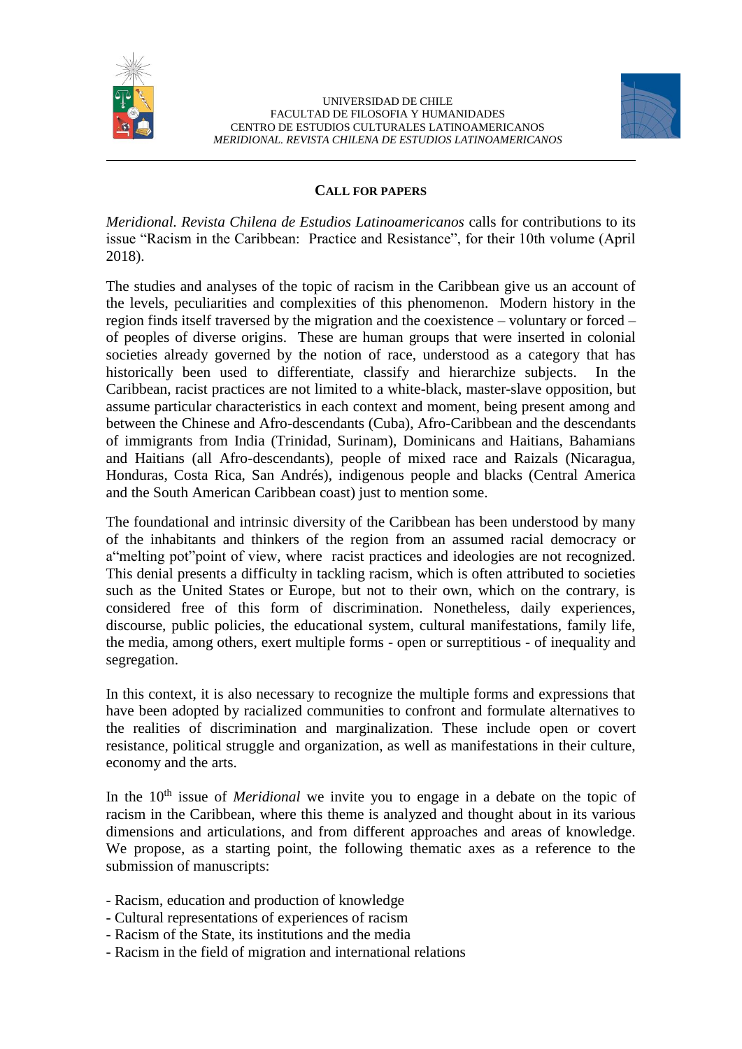UNIVERSIDAD DE CHILE
FACULTAD DE FILOSOFIA Y HUMANIDADES
CENTRO DE ESTUDIOS CULTURALES LATINOAMERICANOS
*MERIDIONAL. REVISTA CHILENA DE ESTUDIOS LATINOAMERICANOS*

---

## CALL FOR PAPERS

*Meridional. Revista Chilena de Estudios Latinoamericanos* calls for contributions to its issue "Racism in the Caribbean: Practice and Resistance", for their 10th volume (April 2018).

The studies and analyses of the topic of racism in the Caribbean give us an account of the levels, peculiarities and complexities of this phenomenon. Modern history in the region finds itself traversed by the migration and the coexistence – voluntary or forced – of peoples of diverse origins. These are human groups that were inserted in colonial societies already governed by the notion of race, understood as a category that has historically been used to differentiate, classify and hierarchize subjects. In the Caribbean, racist practices are not limited to a white-black, master-slave opposition, but assume particular characteristics in each context and moment, being present among and between the Chinese and Afro-descendants (Cuba), Afro-Caribbean and the descendants of immigrants from India (Trinidad, Surinam), Dominicans and Haitians, Bahamians and Haitians (all Afro-descendants), people of mixed race and Raizals (Nicaragua, Honduras, Costa Rica, San Andrés), indigenous people and blacks (Central America and the South American Caribbean coast) just to mention some.

The foundational and intrinsic diversity of the Caribbean has been understood by many of the inhabitants and thinkers of the region from an assumed racial democracy or a"melting pot"point of view, where racist practices and ideologies are not recognized. This denial presents a difficulty in tackling racism, which is often attributed to societies such as the United States or Europe, but not to their own, which on the contrary, is considered free of this form of discrimination. Nonetheless, daily experiences, discourse, public policies, the educational system, cultural manifestations, family life, the media, among others, exert multiple forms - open or surreptitious - of inequality and segregation.

In this context, it is also necessary to recognize the multiple forms and expressions that have been adopted by racialized communities to confront and formulate alternatives to the realities of discrimination and marginalization. These include open or covert resistance, political struggle and organization, as well as manifestations in their culture, economy and the arts.

In the 10th issue of *Meridional* we invite you to engage in a debate on the topic of racism in the Caribbean, where this theme is analyzed and thought about in its various dimensions and articulations, and from different approaches and areas of knowledge. We propose, as a starting point, the following thematic axes as a reference to the submission of manuscripts:

- Racism, education and production of knowledge
- Cultural representations of experiences of racism
- Racism of the State, its institutions and the media
- Racism in the field of migration and international relations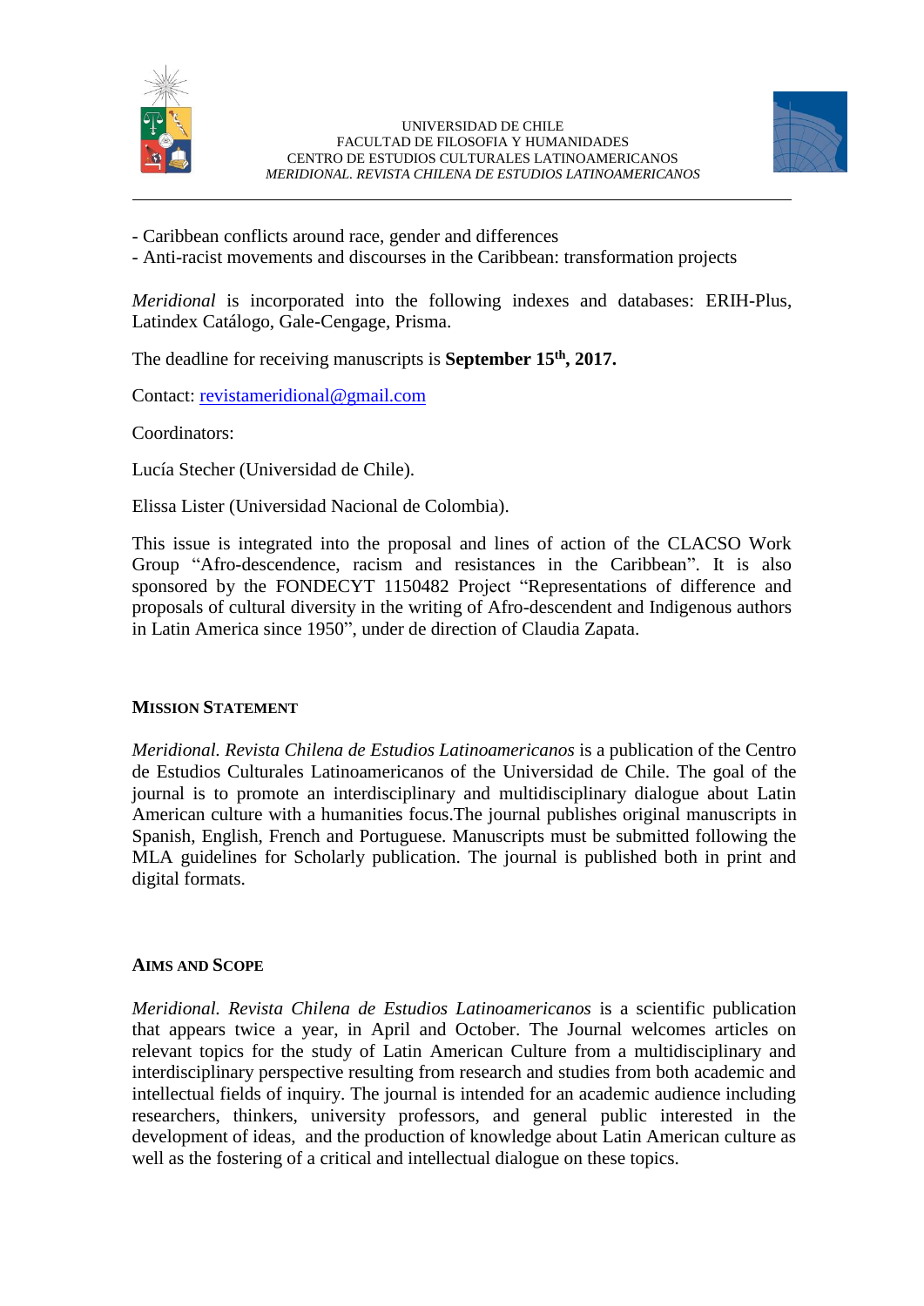- Caribbean conflicts around race, gender and differences
- Anti-racist movements and discourses in the Caribbean: transformation projects

*Meridional* is incorporated into the following indexes and databases: ERIH-Plus, Latindex Catálogo, Gale-Cengage, Prisma.

The deadline for receiving manuscripts is **September 15th, 2017.**

Contact: revistameridional@gmail.com

Coordinators:

Lucía Stecher (Universidad de Chile).

Elissa Lister (Universidad Nacional de Colombia).

This issue is integrated into the proposal and lines of action of the CLACSO Work Group "Afro-descendence, racism and resistances in the Caribbean". It is also sponsored by the FONDECYT 1150482 Project "Representations of difference and proposals of cultural diversity in the writing of Afro-descendent and Indigenous authors in Latin America since 1950", under de direction of Claudia Zapata.

## Mission Statement

*Meridional. Revista Chilena de Estudios Latinoamericanos* is a publication of the Centro de Estudios Culturales Latinoamericanos of the Universidad de Chile. The goal of the journal is to promote an interdisciplinary and multidisciplinary dialogue about Latin American culture with a humanities focus.The journal publishes original manuscripts in Spanish, English, French and Portuguese. Manuscripts must be submitted following the MLA guidelines for Scholarly publication. The journal is published both in print and digital formats.

## Aims and Scope

*Meridional. Revista Chilena de Estudios Latinoamericanos* is a scientific publication that appears twice a year, in April and October. The Journal welcomes articles on relevant topics for the study of Latin American Culture from a multidisciplinary and interdisciplinary perspective resulting from research and studies from both academic and intellectual fields of inquiry. The journal is intended for an academic audience including researchers, thinkers, university professors, and general public interested in the development of ideas, and the production of knowledge about Latin American culture as well as the fostering of a critical and intellectual dialogue on these topics.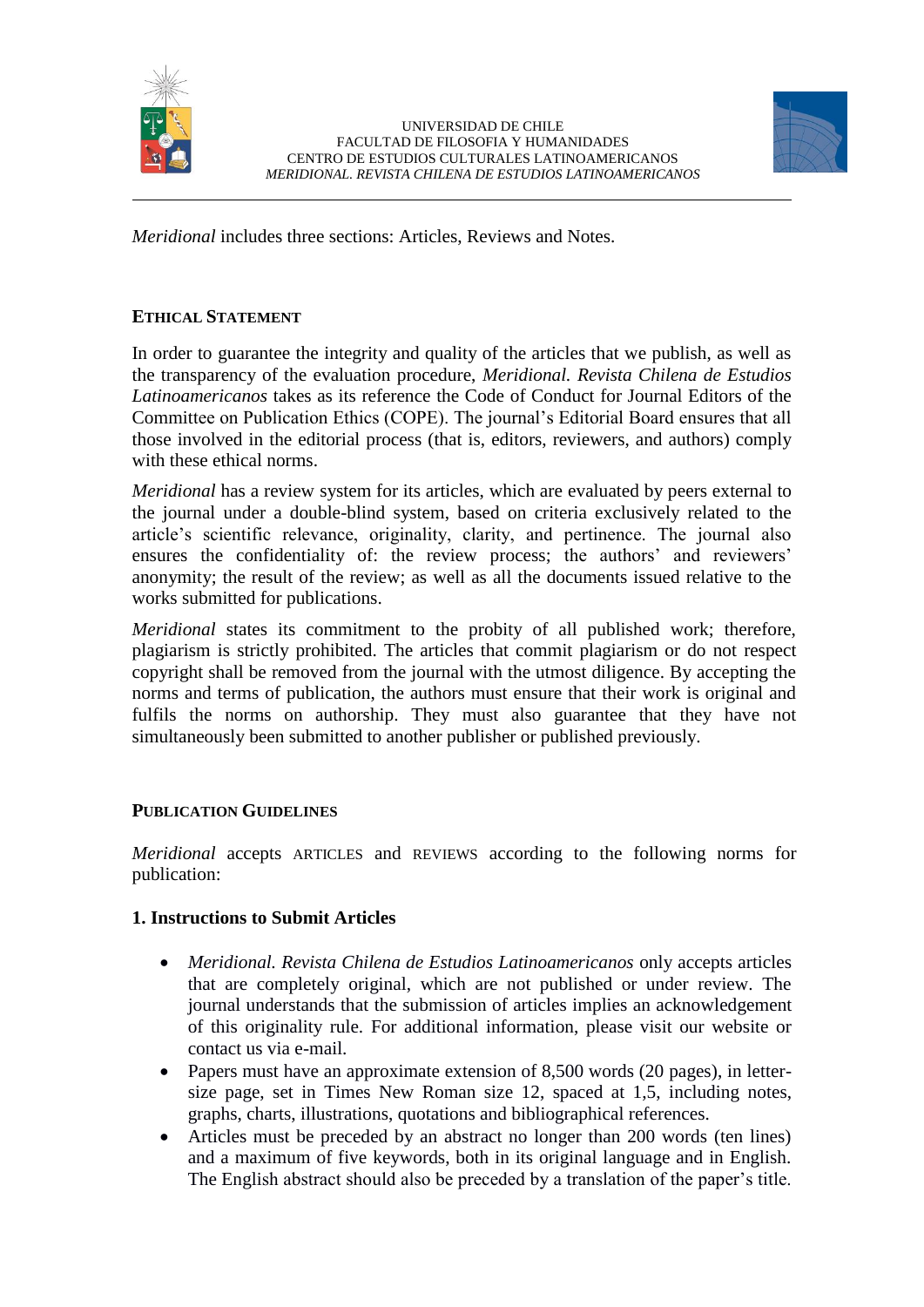*Meridional* includes three sections: Articles, Reviews and Notes.

## Ethical Statement

In order to guarantee the integrity and quality of the articles that we publish, as well as the transparency of the evaluation procedure, *Meridional. Revista Chilena de Estudios Latinoamericanos* takes as its reference the Code of Conduct for Journal Editors of the Committee on Publication Ethics (COPE). The journal's Editorial Board ensures that all those involved in the editorial process (that is, editors, reviewers, and authors) comply with these ethical norms.

*Meridional* has a review system for its articles, which are evaluated by peers external to the journal under a double-blind system, based on criteria exclusively related to the article's scientific relevance, originality, clarity, and pertinence. The journal also ensures the confidentiality of: the review process; the authors' and reviewers' anonymity; the result of the review; as well as all the documents issued relative to the works submitted for publications.

*Meridional* states its commitment to the probity of all published work; therefore, plagiarism is strictly prohibited. The articles that commit plagiarism or do not respect copyright shall be removed from the journal with the utmost diligence. By accepting the norms and terms of publication, the authors must ensure that their work is original and fulfils the norms on authorship. They must also guarantee that they have not simultaneously been submitted to another publisher or published previously.

## Publication Guidelines

*Meridional* accepts ARTICLES and REVIEWS according to the following norms for publication:

### 1. Instructions to Submit Articles

- *Meridional. Revista Chilena de Estudios Latinoamericanos* only accepts articles that are completely original, which are not published or under review. The journal understands that the submission of articles implies an acknowledgement of this originality rule. For additional information, please visit our website or contact us via e-mail.
- Papers must have an approximate extension of 8,500 words (20 pages), in letter-size page, set in Times New Roman size 12, spaced at 1,5, including notes, graphs, charts, illustrations, quotations and bibliographical references.
- Articles must be preceded by an abstract no longer than 200 words (ten lines) and a maximum of five keywords, both in its original language and in English. The English abstract should also be preceded by a translation of the paper's title.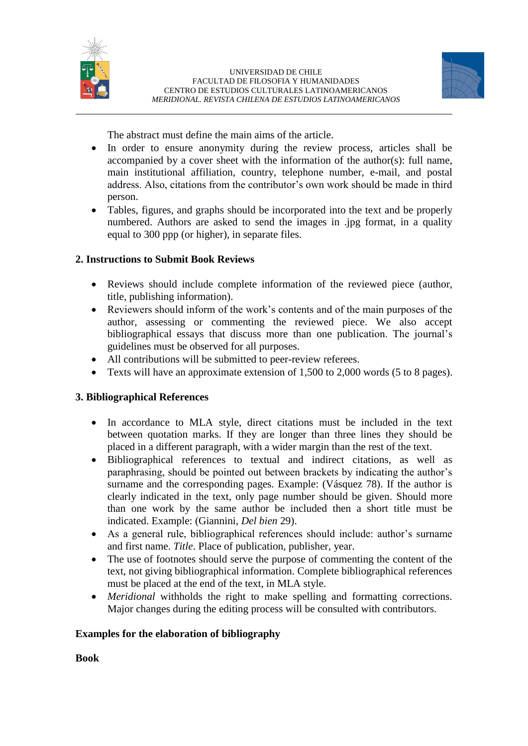The abstract must define the main aims of the article.

- In order to ensure anonymity during the review process, articles shall be accompanied by a cover sheet with the information of the author(s): full name, main institutional affiliation, country, telephone number, e-mail, and postal address. Also, citations from the contributor's own work should be made in third person.
- Tables, figures, and graphs should be incorporated into the text and be properly numbered. Authors are asked to send the images in .jpg format, in a quality equal to 300 ppp (or higher), in separate files.

### 2. Instructions to Submit Book Reviews

- Reviews should include complete information of the reviewed piece (author, title, publishing information).
- Reviewers should inform of the work's contents and of the main purposes of the author, assessing or commenting the reviewed piece. We also accept bibliographical essays that discuss more than one publication. The journal's guidelines must be observed for all purposes.
- All contributions will be submitted to peer-review referees.
- Texts will have an approximate extension of 1,500 to 2,000 words (5 to 8 pages).

### 3. Bibliographical References

- In accordance to MLA style, direct citations must be included in the text between quotation marks. If they are longer than three lines they should be placed in a different paragraph, with a wider margin than the rest of the text.
- Bibliographical references to textual and indirect citations, as well as paraphrasing, should be pointed out between brackets by indicating the author's surname and the corresponding pages. Example: (Vásquez 78). If the author is clearly indicated in the text, only page number should be given. Should more than one work by the same author be included then a short title must be indicated. Example: (Giannini, *Del bien* 29).
- As a general rule, bibliographical references should include: author's surname and first name. *Title*. Place of publication, publisher, year.
- The use of footnotes should serve the purpose of commenting the content of the text, not giving bibliographical information. Complete bibliographical references must be placed at the end of the text, in MLA style.
- *Meridional* withholds the right to make spelling and formatting corrections. Major changes during the editing process will be consulted with contributors.

### Examples for the elaboration of bibliography

**Book**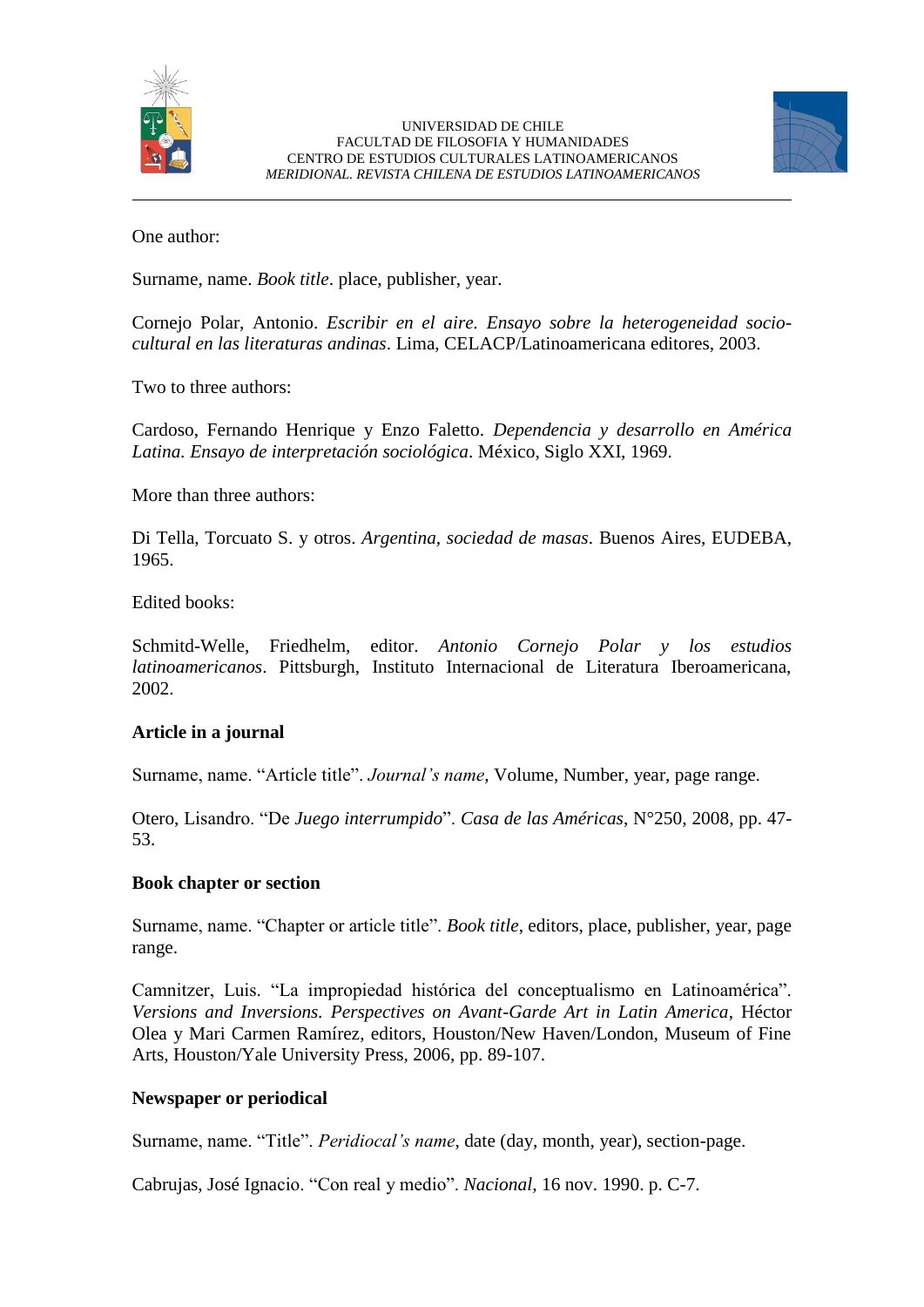One author:

Surname, name. *Book title*. place, publisher, year.

Cornejo Polar, Antonio. *Escribir en el aire. Ensayo sobre la heterogeneidad socio-cultural en las literaturas andinas*. Lima, CELACP/Latinoamericana editores, 2003.

Two to three authors:

Cardoso, Fernando Henrique y Enzo Faletto. *Dependencia y desarrollo en América Latina. Ensayo de interpretación sociológica*. México, Siglo XXI, 1969.

More than three authors:

Di Tella, Torcuato S. y otros. *Argentina, sociedad de masas*. Buenos Aires, EUDEBA, 1965.

Edited books:

Schmitd-Welle, Friedhelm, editor. *Antonio Cornejo Polar y los estudios latinoamericanos*. Pittsburgh, Instituto Internacional de Literatura Iberoamericana, 2002.

**Article in a journal**

Surname, name. "Article title". *Journal's name*, Volume, Number, year, page range.

Otero, Lisandro. "De *Juego interrumpido*". *Casa de las Américas*, N°250, 2008, pp. 47-53.

**Book chapter or section**

Surname, name. "Chapter or article title". *Book title*, editors, place, publisher, year, page range.

Camnitzer, Luis. "La impropiedad histórica del conceptualismo en Latinoamérica". *Versions and Inversions. Perspectives on Avant-Garde Art in Latin America*, Héctor Olea y Mari Carmen Ramírez, editors, Houston/New Haven/London, Museum of Fine Arts, Houston/Yale University Press, 2006, pp. 89-107.

**Newspaper or periodical**

Surname, name. "Title". *Peridiocal's name*, date (day, month, year), section-page.

Cabrujas, José Ignacio. "Con real y medio". *Nacional*, 16 nov. 1990. p. C-7.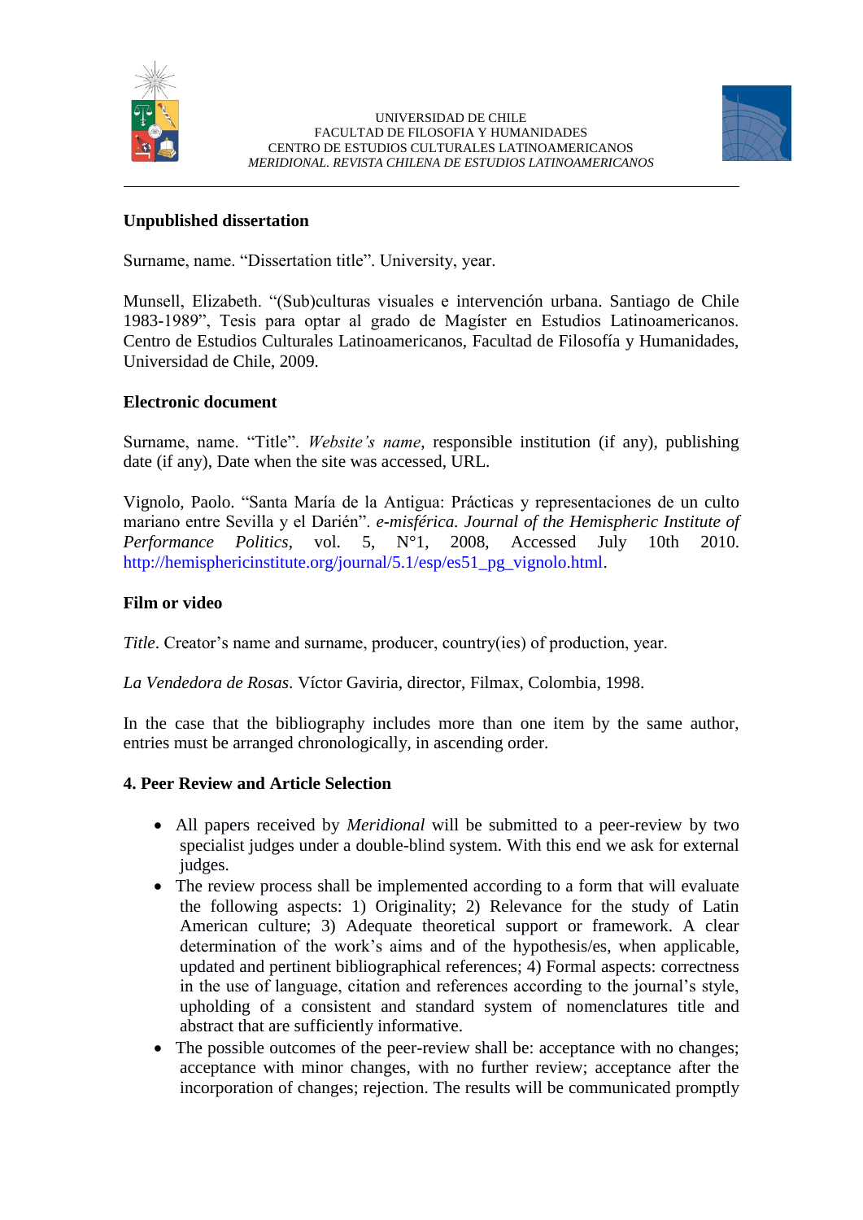**Unpublished dissertation**

Surname, name. “Dissertation title”. University, year.

Munsell, Elizabeth. “(Sub)culturas visuales e intervención urbana. Santiago de Chile 1983-1989”, Tesis para optar al grado de Magíster en Estudios Latinoamericanos. Centro de Estudios Culturales Latinoamericanos, Facultad de Filosofía y Humanidades, Universidad de Chile, 2009.

**Electronic document**

Surname, name. “Title”. *Website's name*, responsible institution (if any), publishing date (if any), Date when the site was accessed, URL.

Vignolo, Paolo. “Santa María de la Antigua: Prácticas y representaciones de un culto mariano entre Sevilla y el Darién”. *e-misférica. Journal of the Hemispheric Institute of Performance Politics*, vol. 5, N°1, 2008, Accessed July 10th 2010. http://hemisphericinstitute.org/journal/5.1/esp/es51_pg_vignolo.html.

**Film or video**

*Title*. Creator's name and surname, producer, country(ies) of production, year.

*La Vendedora de Rosas*. Víctor Gaviria, director, Filmax, Colombia, 1998.

In the case that the bibliography includes more than one item by the same author, entries must be arranged chronologically, in ascending order.

**4. Peer Review and Article Selection**

- All papers received by *Meridional* will be submitted to a peer-review by two specialist judges under a double-blind system. With this end we ask for external judges.
- The review process shall be implemented according to a form that will evaluate the following aspects: 1) Originality; 2) Relevance for the study of Latin American culture; 3) Adequate theoretical support or framework. A clear determination of the work's aims and of the hypothesis/es, when applicable, updated and pertinent bibliographical references; 4) Formal aspects: correctness in the use of language, citation and references according to the journal's style, upholding of a consistent and standard system of nomenclatures title and abstract that are sufficiently informative.
- The possible outcomes of the peer-review shall be: acceptance with no changes; acceptance with minor changes, with no further review; acceptance after the incorporation of changes; rejection. The results will be communicated promptly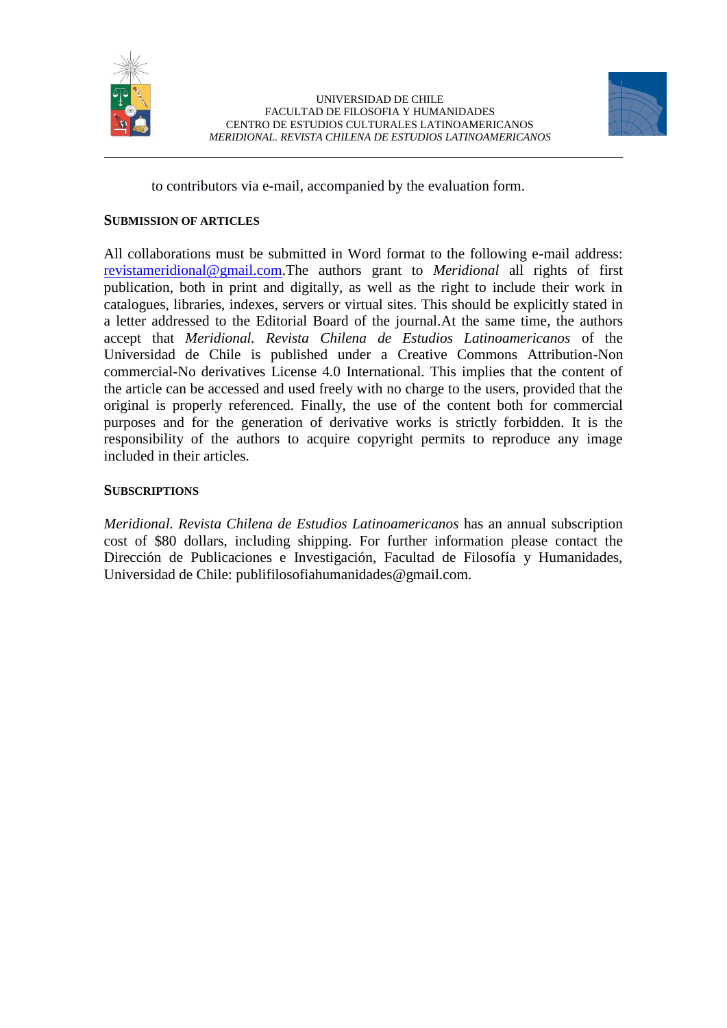to contributors via e-mail, accompanied by the evaluation form.

**SUBMISSION OF ARTICLES**

All collaborations must be submitted in Word format to the following e-mail address: revistameridional@gmail.com.The authors grant to *Meridional* all rights of first publication, both in print and digitally, as well as the right to include their work in catalogues, libraries, indexes, servers or virtual sites. This should be explicitly stated in a letter addressed to the Editorial Board of the journal.At the same time, the authors accept that *Meridional. Revista Chilena de Estudios Latinoamericanos* of the Universidad de Chile is published under a Creative Commons Attribution-Non commercial-No derivatives License 4.0 International. This implies that the content of the article can be accessed and used freely with no charge to the users, provided that the original is properly referenced. Finally, the use of the content both for commercial purposes and for the generation of derivative works is strictly forbidden. It is the responsibility of the authors to acquire copyright permits to reproduce any image included in their articles.

**SUBSCRIPTIONS**

*Meridional. Revista Chilena de Estudios Latinoamericanos* has an annual subscription cost of $80 dollars, including shipping. For further information please contact the Dirección de Publicaciones e Investigación, Facultad de Filosofía y Humanidades, Universidad de Chile: publifilosofiahumanidades@gmail.com.